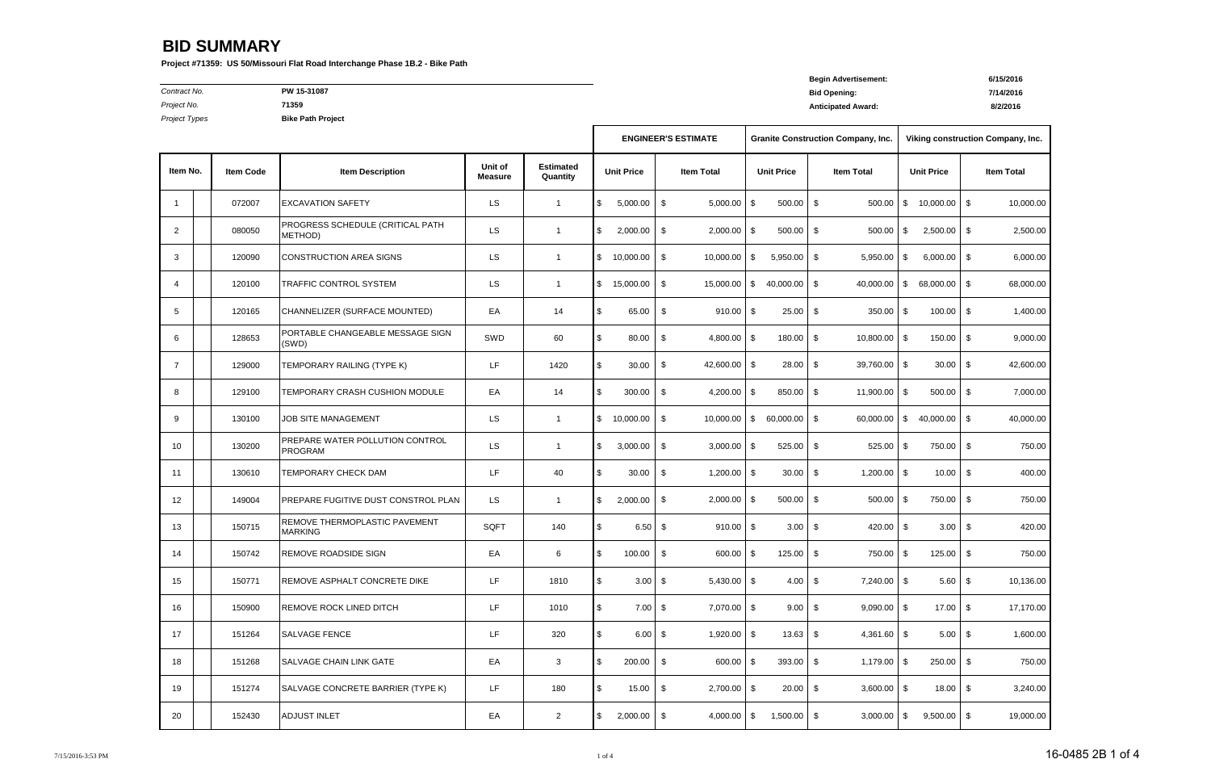# BID SUMMARY

**Project #71359: US 50/Missouri Flat Road Interchange Phase 1B.2 - Bike Path**

| | |
|---|---|
| *Contract No.* | **PW 15-31087** |
| *Project No.* | **71359** |
| *Project Types* | **Bike Path Project** |

| | |
|---|---|
| **Begin Advertisement:** | **6/15/2016** |
| **Bid Opening:** | **7/14/2016** |
| **Anticipated Award:** | **8/2/2016** |

| | | | | | ENGINEER'S ESTIMATE | | Granite Construction Company, Inc. | | Viking construction Company, Inc. | |
|---|---|---|---|---|---|---|---|---|---|---|
| **Item No.** | **Item Code** | **Item Description** | **Unit of Measure** | **Estimated Quantity** | **Unit Price** | **Item Total** | **Unit Price** | **Item Total** | **Unit Price** | **Item Total** |
| 1 | 072007 | EXCAVATION SAFETY | LS | 1 | $ 5,000.00 | $ 5,000.00 | $ 500.00 | $ 500.00 | $ 10,000.00 | $ 10,000.00 |
| 2 | 080050 | PROGRESS SCHEDULE (CRITICAL PATH METHOD) | LS | 1 | $ 2,000.00 | $ 2,000.00 | $ 500.00 | $ 500.00 | $ 2,500.00 | $ 2,500.00 |
| 3 | 120090 | CONSTRUCTION AREA SIGNS | LS | 1 | $ 10,000.00 | $ 10,000.00 | $ 5,950.00 | $ 5,950.00 | $ 6,000.00 | $ 6,000.00 |
| 4 | 120100 | TRAFFIC CONTROL SYSTEM | LS | 1 | $ 15,000.00 | $ 15,000.00 | $ 40,000.00 | $ 40,000.00 | $ 68,000.00 | $ 68,000.00 |
| 5 | 120165 | CHANNELIZER (SURFACE MOUNTED) | EA | 14 | $ 65.00 | $ 910.00 | $ 25.00 | $ 350.00 | $ 100.00 | $ 1,400.00 |
| 6 | 128653 | PORTABLE CHANGEABLE MESSAGE SIGN (SWD) | SWD | 60 | $ 80.00 | $ 4,800.00 | $ 180.00 | $ 10,800.00 | $ 150.00 | $ 9,000.00 |
| 7 | 129000 | TEMPORARY RAILING (TYPE K) | LF | 1420 | $ 30.00 | $ 42,600.00 | $ 28.00 | $ 39,760.00 | $ 30.00 | $ 42,600.00 |
| 8 | 129100 | TEMPORARY CRASH CUSHION MODULE | EA | 14 | $ 300.00 | $ 4,200.00 | $ 850.00 | $ 11,900.00 | $ 500.00 | $ 7,000.00 |
| 9 | 130100 | JOB SITE MANAGEMENT | LS | 1 | $ 10,000.00 | $ 10,000.00 | $ 60,000.00 | $ 60,000.00 | $ 40,000.00 | $ 40,000.00 |
| 10 | 130200 | PREPARE WATER POLLUTION CONTROL PROGRAM | LS | 1 | $ 3,000.00 | $ 3,000.00 | $ 525.00 | $ 525.00 | $ 750.00 | $ 750.00 |
| 11 | 130610 | TEMPORARY CHECK DAM | LF | 40 | $ 30.00 | $ 1,200.00 | $ 30.00 | $ 1,200.00 | $ 10.00 | $ 400.00 |
| 12 | 149004 | PREPARE FUGITIVE DUST CONSTROL PLAN | LS | 1 | $ 2,000.00 | $ 2,000.00 | $ 500.00 | $ 500.00 | $ 750.00 | $ 750.00 |
| 13 | 150715 | REMOVE THERMOPLASTIC PAVEMENT MARKING | SQFT | 140 | $ 6.50 | $ 910.00 | $ 3.00 | $ 420.00 | $ 3.00 | $ 420.00 |
| 14 | 150742 | REMOVE ROADSIDE SIGN | EA | 6 | $ 100.00 | $ 600.00 | $ 125.00 | $ 750.00 | $ 125.00 | $ 750.00 |
| 15 | 150771 | REMOVE ASPHALT CONCRETE DIKE | LF | 1810 | $ 3.00 | $ 5,430.00 | $ 4.00 | $ 7,240.00 | $ 5.60 | $ 10,136.00 |
| 16 | 150900 | REMOVE ROCK LINED DITCH | LF | 1010 | $ 7.00 | $ 7,070.00 | $ 9.00 | $ 9,090.00 | $ 17.00 | $ 17,170.00 |
| 17 | 151264 | SALVAGE FENCE | LF | 320 | $ 6.00 | $ 1,920.00 | $ 13.63 | $ 4,361.60 | $ 5.00 | $ 1,600.00 |
| 18 | 151268 | SALVAGE CHAIN LINK GATE | EA | 3 | $ 200.00 | $ 600.00 | $ 393.00 | $ 1,179.00 | $ 250.00 | $ 750.00 |
| 19 | 151274 | SALVAGE CONCRETE BARRIER (TYPE K) | LF | 180 | $ 15.00 | $ 2,700.00 | $ 20.00 | $ 3,600.00 | $ 18.00 | $ 3,240.00 |
| 20 | 152430 | ADJUST INLET | EA | 2 | $ 2,000.00 | $ 4,000.00 | $ 1,500.00 | $ 3,000.00 | $ 9,500.00 | $ 19,000.00 |

7/15/2016-3:53 PM

16-0485 2B 1 of 4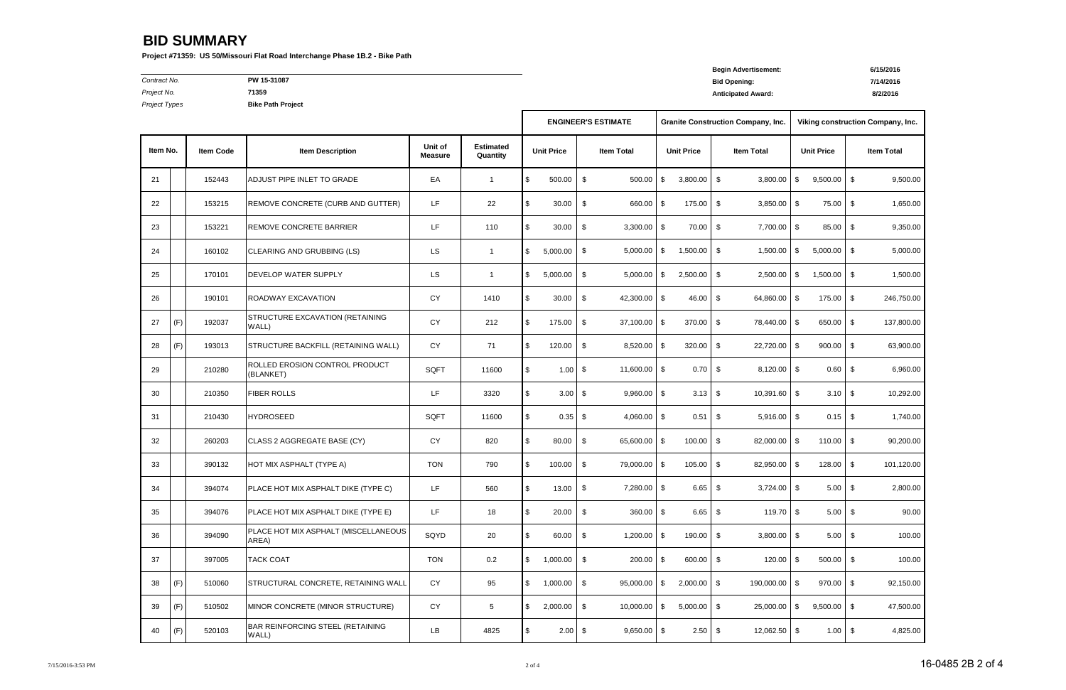# BID SUMMARY

**Project #71359: US 50/Missouri Flat Road Interchange Phase 1B.2 - Bike Path**

| | |
|---|---|
| *Contract No.* | **PW 15-31087** |
| *Project No.* | **71359** |
| *Project Types* | **Bike Path Project** |

| | |
|---|---|
| **Begin Advertisement:** | **6/15/2016** |
| **Bid Opening:** | **7/14/2016** |
| **Anticipated Award:** | **8/2/2016** |

| | | | | | | ENGINEER'S ESTIMATE | | Granite Construction Company, Inc. | | Viking construction Company, Inc. | |
|---|---|---|---|---|---|---|---|---|---|---|---|
| Item No. | | Item Code | Item Description | Unit of Measure | Estimated Quantity | Unit Price | Item Total | Unit Price | Item Total | Unit Price | Item Total |
| 21 | | 152443 | ADJUST PIPE INLET TO GRADE | EA | 1 | $ 500.00 | $ 500.00 | $ 3,800.00 | $ 3,800.00 | $ 9,500.00 | $ 9,500.00 |
| 22 | | 153215 | REMOVE CONCRETE (CURB AND GUTTER) | LF | 22 | $ 30.00 | $ 660.00 | $ 175.00 | $ 3,850.00 | $ 75.00 | $ 1,650.00 |
| 23 | | 153221 | REMOVE CONCRETE BARRIER | LF | 110 | $ 30.00 | $ 3,300.00 | $ 70.00 | $ 7,700.00 | $ 85.00 | $ 9,350.00 |
| 24 | | 160102 | CLEARING AND GRUBBING (LS) | LS | 1 | $ 5,000.00 | $ 5,000.00 | $ 1,500.00 | $ 1,500.00 | $ 5,000.00 | $ 5,000.00 |
| 25 | | 170101 | DEVELOP WATER SUPPLY | LS | 1 | $ 5,000.00 | $ 5,000.00 | $ 2,500.00 | $ 2,500.00 | $ 1,500.00 | $ 1,500.00 |
| 26 | | 190101 | ROADWAY EXCAVATION | CY | 1410 | $ 30.00 | $ 42,300.00 | $ 46.00 | $ 64,860.00 | $ 175.00 | $ 246,750.00 |
| 27 | (F) | 192037 | STRUCTURE EXCAVATION (RETAINING WALL) | CY | 212 | $ 175.00 | $ 37,100.00 | $ 370.00 | $ 78,440.00 | $ 650.00 | $ 137,800.00 |
| 28 | (F) | 193013 | STRUCTURE BACKFILL (RETAINING WALL) | CY | 71 | $ 120.00 | $ 8,520.00 | $ 320.00 | $ 22,720.00 | $ 900.00 | $ 63,900.00 |
| 29 | | 210280 | ROLLED EROSION CONTROL PRODUCT (BLANKET) | SQFT | 11600 | $ 1.00 | $ 11,600.00 | $ 0.70 | $ 8,120.00 | $ 0.60 | $ 6,960.00 |
| 30 | | 210350 | FIBER ROLLS | LF | 3320 | $ 3.00 | $ 9,960.00 | $ 3.13 | $ 10,391.60 | $ 3.10 | $ 10,292.00 |
| 31 | | 210430 | HYDROSEED | SQFT | 11600 | $ 0.35 | $ 4,060.00 | $ 0.51 | $ 5,916.00 | $ 0.15 | $ 1,740.00 |
| 32 | | 260203 | CLASS 2 AGGREGATE BASE (CY) | CY | 820 | $ 80.00 | $ 65,600.00 | $ 100.00 | $ 82,000.00 | $ 110.00 | $ 90,200.00 |
| 33 | | 390132 | HOT MIX ASPHALT (TYPE A) | TON | 790 | $ 100.00 | $ 79,000.00 | $ 105.00 | $ 82,950.00 | $ 128.00 | $ 101,120.00 |
| 34 | | 394074 | PLACE HOT MIX ASPHALT DIKE (TYPE C) | LF | 560 | $ 13.00 | $ 7,280.00 | $ 6.65 | $ 3,724.00 | $ 5.00 | $ 2,800.00 |
| 35 | | 394076 | PLACE HOT MIX ASPHALT DIKE (TYPE E) | LF | 18 | $ 20.00 | $ 360.00 | $ 6.65 | $ 119.70 | $ 5.00 | $ 90.00 |
| 36 | | 394090 | PLACE HOT MIX ASPHALT (MISCELLANEOUS AREA) | SQYD | 20 | $ 60.00 | $ 1,200.00 | $ 190.00 | $ 3,800.00 | $ 5.00 | $ 100.00 |
| 37 | | 397005 | TACK COAT | TON | 0.2 | $ 1,000.00 | $ 200.00 | $ 600.00 | $ 120.00 | $ 500.00 | $ 100.00 |
| 38 | (F) | 510060 | STRUCTURAL CONCRETE, RETAINING WALL | CY | 95 | $ 1,000.00 | $ 95,000.00 | $ 2,000.00 | $ 190,000.00 | $ 970.00 | $ 92,150.00 |
| 39 | (F) | 510502 | MINOR CONCRETE (MINOR STRUCTURE) | CY | 5 | $ 2,000.00 | $ 10,000.00 | $ 5,000.00 | $ 25,000.00 | $ 9,500.00 | $ 47,500.00 |
| 40 | (F) | 520103 | BAR REINFORCING STEEL (RETAINING WALL) | LB | 4825 | $ 2.00 | $ 9,650.00 | $ 2.50 | $ 12,062.50 | $ 1.00 | $ 4,825.00 |

7/15/2016-3:53 PM

16-0485 2B 2 of 4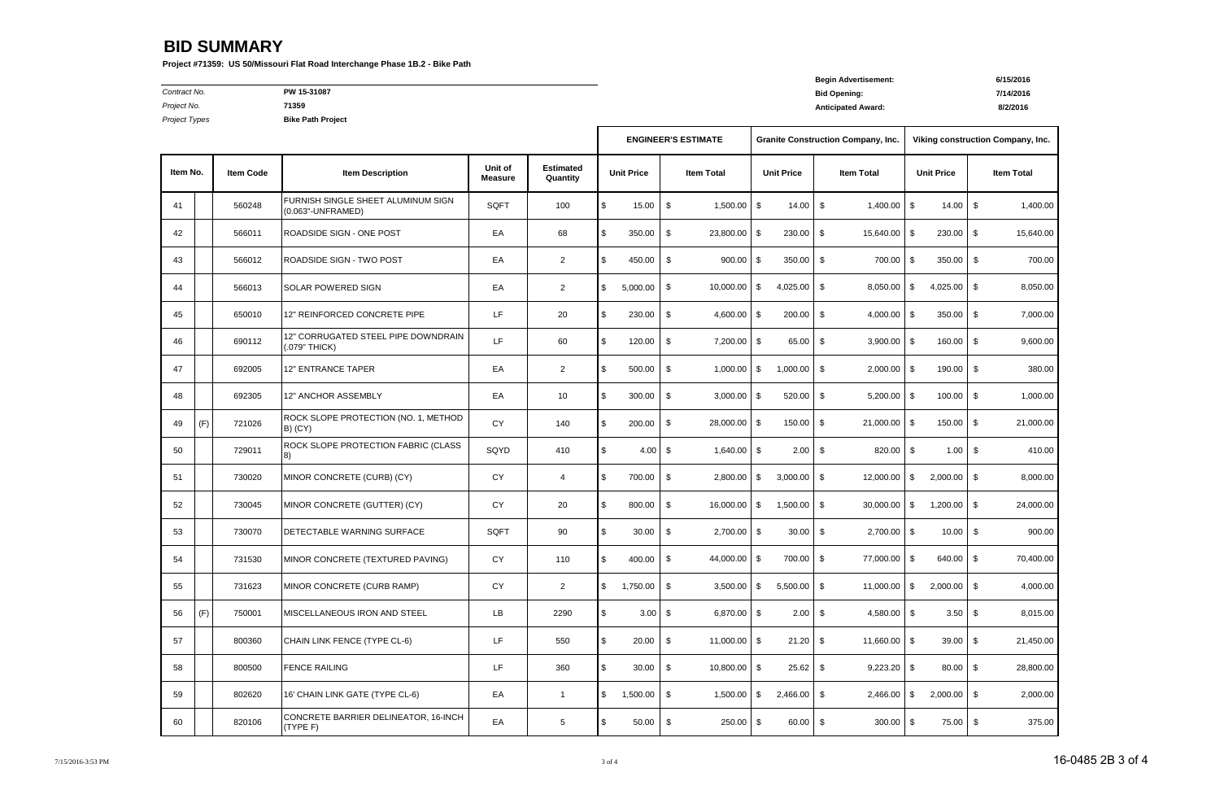# BID SUMMARY

**Project #71359: US 50/Missouri Flat Road Interchange Phase 1B.2 - Bike Path**

| | |
|---|---|
| *Contract No.* | **PW 15-31087** |
| *Project No.* | **71359** |
| *Project Types* | **Bike Path Project** |

| | |
|---|---|
| **Begin Advertisement:** | **6/15/2016** |
| **Bid Opening:** | **7/14/2016** |
| **Anticipated Award:** | **8/2/2016** |

| Item No. | | Item Code | Item Description | Unit of Measure | Estimated Quantity | ENGINEER'S ESTIMATE Unit Price | ENGINEER'S ESTIMATE Item Total | Granite Construction Company, Inc. Unit Price | Granite Construction Company, Inc. Item Total | Viking construction Company, Inc. Unit Price | Viking construction Company, Inc. Item Total |
|---|---|---|---|---|---|---|---|---|---|---|---|
| 41 | | 560248 | FURNISH SINGLE SHEET ALUMINUM SIGN (0.063"-UNFRAMED) | SQFT | 100 | $ 15.00 | $ 1,500.00 | $ 14.00 | $ 1,400.00 | $ 14.00 | $ 1,400.00 |
| 42 | | 566011 | ROADSIDE SIGN - ONE POST | EA | 68 | $ 350.00 | $ 23,800.00 | $ 230.00 | $ 15,640.00 | $ 230.00 | $ 15,640.00 |
| 43 | | 566012 | ROADSIDE SIGN - TWO POST | EA | 2 | $ 450.00 | $ 900.00 | $ 350.00 | $ 700.00 | $ 350.00 | $ 700.00 |
| 44 | | 566013 | SOLAR POWERED SIGN | EA | 2 | $ 5,000.00 | $ 10,000.00 | $ 4,025.00 | $ 8,050.00 | $ 4,025.00 | $ 8,050.00 |
| 45 | | 650010 | 12" REINFORCED CONCRETE PIPE | LF | 20 | $ 230.00 | $ 4,600.00 | $ 200.00 | $ 4,000.00 | $ 350.00 | $ 7,000.00 |
| 46 | | 690112 | 12" CORRUGATED STEEL PIPE DOWNDRAIN (.079" THICK) | LF | 60 | $ 120.00 | $ 7,200.00 | $ 65.00 | $ 3,900.00 | $ 160.00 | $ 9,600.00 |
| 47 | | 692005 | 12" ENTRANCE TAPER | EA | 2 | $ 500.00 | $ 1,000.00 | $ 1,000.00 | $ 2,000.00 | $ 190.00 | $ 380.00 |
| 48 | | 692305 | 12" ANCHOR ASSEMBLY | EA | 10 | $ 300.00 | $ 3,000.00 | $ 520.00 | $ 5,200.00 | $ 100.00 | $ 1,000.00 |
| 49 | (F) | 721026 | ROCK SLOPE PROTECTION (NO. 1, METHOD B) (CY) | CY | 140 | $ 200.00 | $ 28,000.00 | $ 150.00 | $ 21,000.00 | $ 150.00 | $ 21,000.00 |
| 50 | | 729011 | ROCK SLOPE PROTECTION FABRIC (CLASS 8) | SQYD | 410 | $ 4.00 | $ 1,640.00 | $ 2.00 | $ 820.00 | $ 1.00 | $ 410.00 |
| 51 | | 730020 | MINOR CONCRETE (CURB) (CY) | CY | 4 | $ 700.00 | $ 2,800.00 | $ 3,000.00 | $ 12,000.00 | $ 2,000.00 | $ 8,000.00 |
| 52 | | 730045 | MINOR CONCRETE (GUTTER) (CY) | CY | 20 | $ 800.00 | $ 16,000.00 | $ 1,500.00 | $ 30,000.00 | $ 1,200.00 | $ 24,000.00 |
| 53 | | 730070 | DETECTABLE WARNING SURFACE | SQFT | 90 | $ 30.00 | $ 2,700.00 | $ 30.00 | $ 2,700.00 | $ 10.00 | $ 900.00 |
| 54 | | 731530 | MINOR CONCRETE (TEXTURED PAVING) | CY | 110 | $ 400.00 | $ 44,000.00 | $ 700.00 | $ 77,000.00 | $ 640.00 | $ 70,400.00 |
| 55 | | 731623 | MINOR CONCRETE (CURB RAMP) | CY | 2 | $ 1,750.00 | $ 3,500.00 | $ 5,500.00 | $ 11,000.00 | $ 2,000.00 | $ 4,000.00 |
| 56 | (F) | 750001 | MISCELLANEOUS IRON AND STEEL | LB | 2290 | $ 3.00 | $ 6,870.00 | $ 2.00 | $ 4,580.00 | $ 3.50 | $ 8,015.00 |
| 57 | | 800360 | CHAIN LINK FENCE (TYPE CL-6) | LF | 550 | $ 20.00 | $ 11,000.00 | $ 21.20 | $ 11,660.00 | $ 39.00 | $ 21,450.00 |
| 58 | | 800500 | FENCE RAILING | LF | 360 | $ 30.00 | $ 10,800.00 | $ 25.62 | $ 9,223.20 | $ 80.00 | $ 28,800.00 |
| 59 | | 802620 | 16' CHAIN LINK GATE (TYPE CL-6) | EA | 1 | $ 1,500.00 | $ 1,500.00 | $ 2,466.00 | $ 2,466.00 | $ 2,000.00 | $ 2,000.00 |
| 60 | | 820106 | CONCRETE BARRIER DELINEATOR, 16-INCH (TYPE F) | EA | 5 | $ 50.00 | $ 250.00 | $ 60.00 | $ 300.00 | $ 75.00 | $ 375.00 |

7/15/2016-3:53 PM

16-0485 2B 3 of 4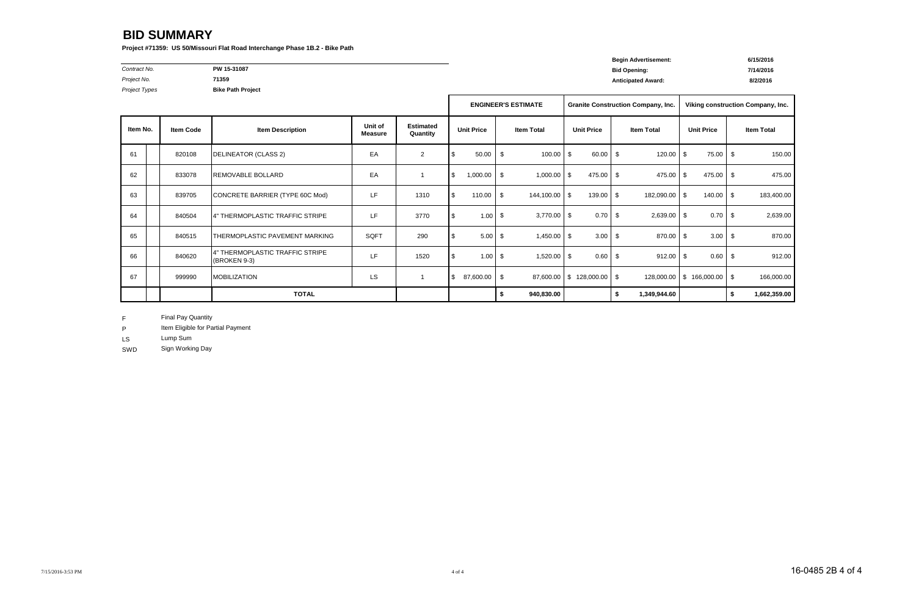# BID SUMMARY

**Project #71359: US 50/Missouri Flat Road Interchange Phase 1B.2 - Bike Path**

| | |
|---|---|
| *Contract No.* | **PW 15-31087** |
| *Project No.* | **71359** |
| *Project Types* | **Bike Path Project** |

| | |
|---|---|
| **Begin Advertisement:** | **6/15/2016** |
| **Bid Opening:** | **7/14/2016** |
| **Anticipated Award:** | **8/2/2016** |

| | | | | | | ENGINEER'S ESTIMATE | | Granite Construction Company, Inc. | | Viking construction Company, Inc. | |
|---|---|---|---|---|---|---|---|---|---|---|---|
| **Item No.** | | **Item Code** | **Item Description** | **Unit of Measure** | **Estimated Quantity** | **Unit Price** | **Item Total** | **Unit Price** | **Item Total** | **Unit Price** | **Item Total** |
| 61 | | 820108 | DELINEATOR (CLASS 2) | EA | 2 | $ 50.00 | $ 100.00 | $ 60.00 | $ 120.00 | $ 75.00 | $ 150.00 |
| 62 | | 833078 | REMOVABLE BOLLARD | EA | 1 | $ 1,000.00 | $ 1,000.00 | $ 475.00 | $ 475.00 | $ 475.00 | $ 475.00 |
| 63 | | 839705 | CONCRETE BARRIER (TYPE 60C Mod) | LF | 1310 | $ 110.00 | $ 144,100.00 | $ 139.00 | $ 182,090.00 | $ 140.00 | $ 183,400.00 |
| 64 | | 840504 | 4" THERMOPLASTIC TRAFFIC STRIPE | LF | 3770 | $ 1.00 | $ 3,770.00 | $ 0.70 | $ 2,639.00 | $ 0.70 | $ 2,639.00 |
| 65 | | 840515 | THERMOPLASTIC PAVEMENT MARKING | SQFT | 290 | $ 5.00 | $ 1,450.00 | $ 3.00 | $ 870.00 | $ 3.00 | $ 870.00 |
| 66 | | 840620 | 4" THERMOPLASTIC TRAFFIC STRIPE (BROKEN 9-3) | LF | 1520 | $ 1.00 | $ 1,520.00 | $ 0.60 | $ 912.00 | $ 0.60 | $ 912.00 |
| 67 | | 999990 | MOBILIZATION | LS | 1 | $ 87,600.00 | $ 87,600.00 | $ 128,000.00 | $ 128,000.00 | $ 166,000.00 | $ 166,000.00 |
| | | | **TOTAL** | | | | **$ 940,830.00** | | **$ 1,349,944.60** | | **$ 1,662,359.00** |

F Final Pay Quantity

P Item Eligible for Partial Payment

LS Lump Sum

SWD Sign Working Day

7/15/2016-3:53 PM

16-0485 2B 4 of 4